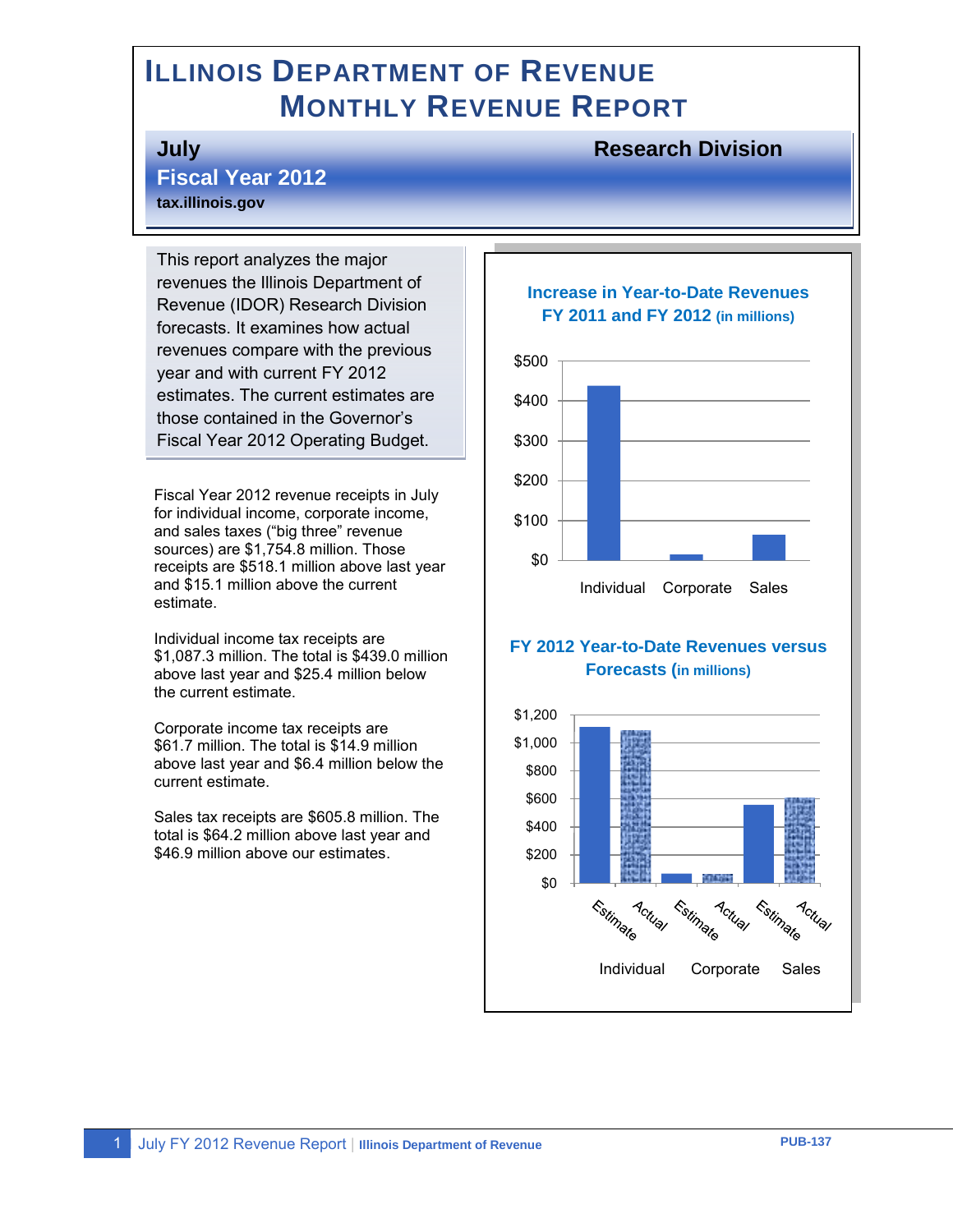# Illinois Department of Revenue
## Monthly Revenue Report

**July** | **Research Division**

**Fiscal Year 2012**

**tax.illinois.gov**

This report analyzes the major revenues the Illinois Department of Revenue (IDOR) Research Division forecasts. It examines how actual revenues compare with the previous year and with current FY 2012 estimates. The current estimates are those contained in the Governor's Fiscal Year 2012 Operating Budget.

Fiscal Year 2012 revenue receipts in July for individual income, corporate income, and sales taxes ("big three" revenue sources) are $1,754.8 million. Those receipts are $518.1 million above last year and $15.1 million above the current estimate.

Individual income tax receipts are $1,087.3 million. The total is $439.0 million above last year and $25.4 million below the current estimate.

Corporate income tax receipts are $61.7 million. The total is $14.9 million above last year and $6.4 million below the current estimate.

Sales tax receipts are $605.8 million. The total is $64.2 million above last year and $46.9 million above our estimates.

**Increase in Year-to-Date Revenues FY 2011 and FY 2012 (in millions)**

| Category | Increase |
|---|---|
| Individual | ~$439 |
| Corporate | ~$15 |
| Sales | ~$64 |

**FY 2012 Year-to-Date Revenues versus Forecasts (in millions)**

| Category | Estimate | Actual |
|---|---|---|
| Individual | ~$1,113 | ~$1,087 |
| Corporate | ~$68 | ~$62 |
| Sales | ~$559 | ~$606 |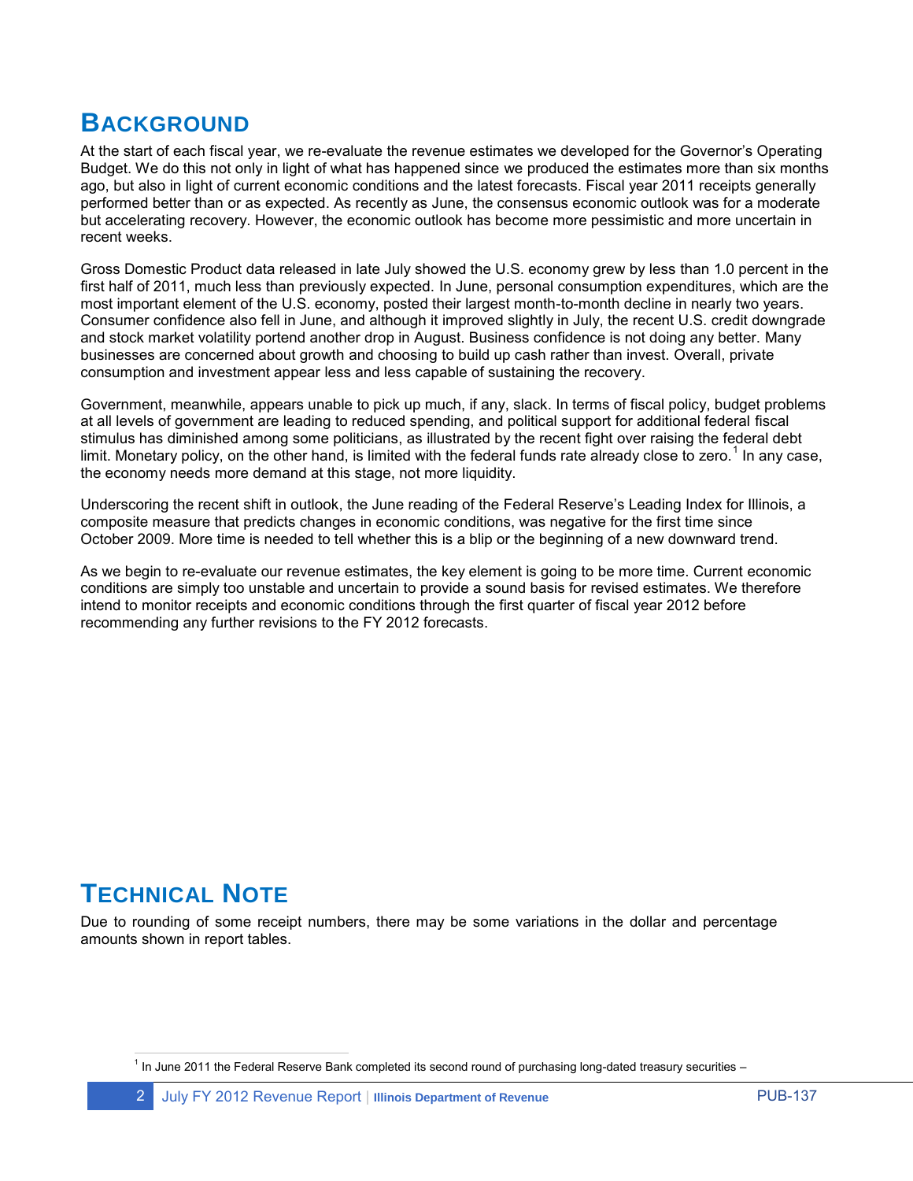# Background

At the start of each fiscal year, we re-evaluate the revenue estimates we developed for the Governor's Operating Budget. We do this not only in light of what has happened since we produced the estimates more than six months ago, but also in light of current economic conditions and the latest forecasts. Fiscal year 2011 receipts generally performed better than or as expected. As recently as June, the consensus economic outlook was for a moderate but accelerating recovery. However, the economic outlook has become more pessimistic and more uncertain in recent weeks.

Gross Domestic Product data released in late July showed the U.S. economy grew by less than 1.0 percent in the first half of 2011, much less than previously expected. In June, personal consumption expenditures, which are the most important element of the U.S. economy, posted their largest month-to-month decline in nearly two years. Consumer confidence also fell in June, and although it improved slightly in July, the recent U.S. credit downgrade and stock market volatility portend another drop in August. Business confidence is not doing any better. Many businesses are concerned about growth and choosing to build up cash rather than invest. Overall, private consumption and investment appear less and less capable of sustaining the recovery.

Government, meanwhile, appears unable to pick up much, if any, slack. In terms of fiscal policy, budget problems at all levels of government are leading to reduced spending, and political support for additional federal fiscal stimulus has diminished among some politicians, as illustrated by the recent fight over raising the federal debt limit. Monetary policy, on the other hand, is limited with the federal funds rate already close to zero.[1] In any case, the economy needs more demand at this stage, not more liquidity.

Underscoring the recent shift in outlook, the June reading of the Federal Reserve's Leading Index for Illinois, a composite measure that predicts changes in economic conditions, was negative for the first time since October 2009. More time is needed to tell whether this is a blip or the beginning of a new downward trend.

As we begin to re-evaluate our revenue estimates, the key element is going to be more time. Current economic conditions are simply too unstable and uncertain to provide a sound basis for revised estimates. We therefore intend to monitor receipts and economic conditions through the first quarter of fiscal year 2012 before recommending any further revisions to the FY 2012 forecasts.

# Technical Note

Due to rounding of some receipt numbers, there may be some variations in the dollar and percentage amounts shown in report tables.

[1] In June 2011 the Federal Reserve Bank completed its second round of purchasing long-dated treasury securities –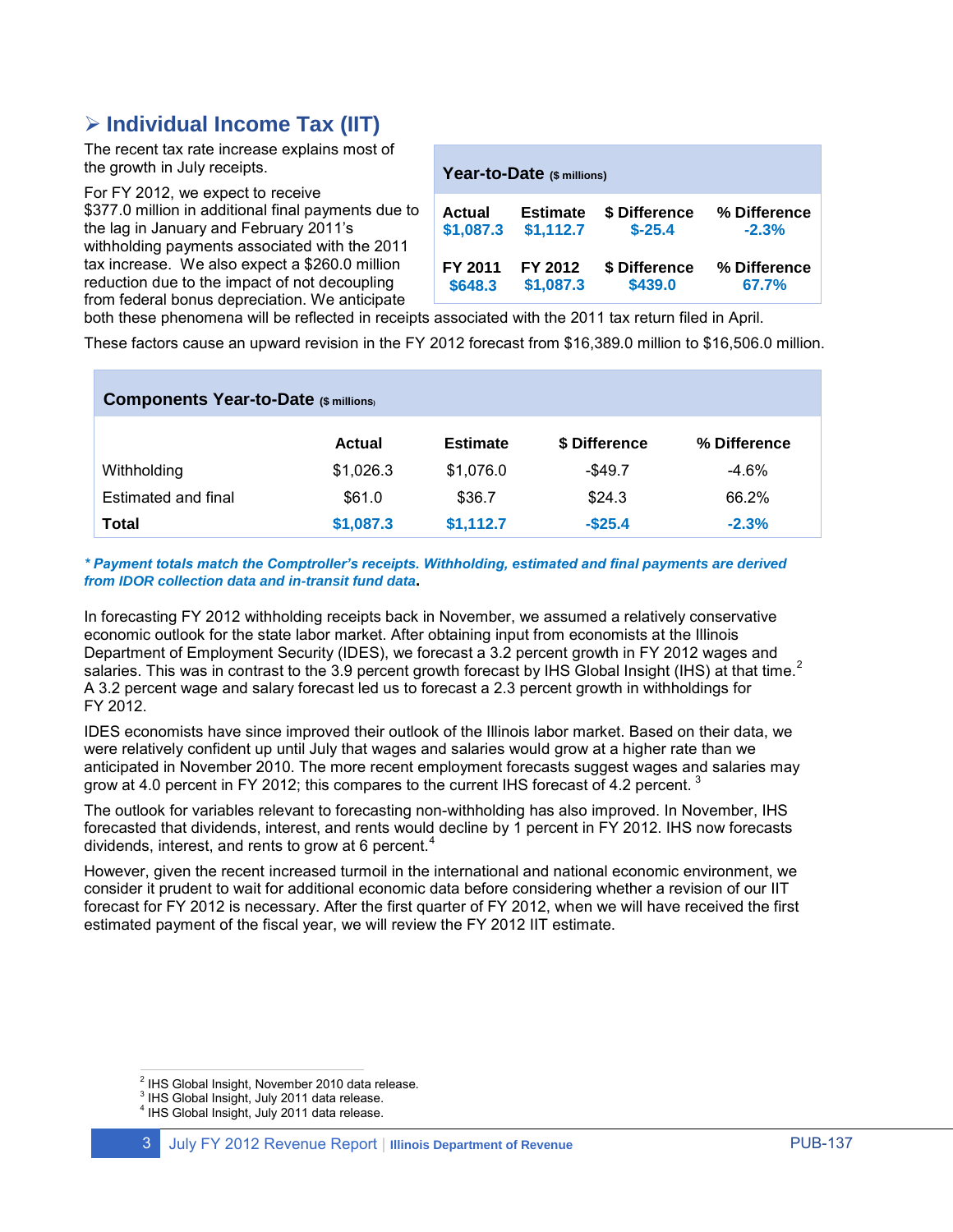## ➢ Individual Income Tax (IIT)

The recent tax rate increase explains most of the growth in July receipts.

For FY 2012, we expect to receive $377.0 million in additional final payments due to the lag in January and February 2011's withholding payments associated with the 2011 tax increase. We also expect a $260.0 million reduction due to the impact of not decoupling from federal bonus depreciation. We anticipate both these phenomena will be reflected in receipts associated with the 2011 tax return filed in April.

| Year-to-Date ($ millions) | | | |
|---|---|---|---|
| **Actual** | **Estimate** | **$ Difference** | **% Difference** |
| **$1,087.3** | **$1,112.7** | **$-25.4** | **-2.3%** |
| **FY 2011** | **FY 2012** | **$ Difference** | **% Difference** |
| **$648.3** | **$1,087.3** | **$439.0** | **67.7%** |

These factors cause an upward revision in the FY 2012 forecast from $16,389.0 million to $16,506.0 million.

**Components Year-to-Date ($ millions)**

| | Actual | Estimate | $ Difference | % Difference |
|---|---|---|---|---|
| Withholding | $1,026.3 | $1,076.0 | -$49.7 | -4.6% |
| Estimated and final | $61.0 | $36.7 | $24.3 | 66.2% |
| **Total** | **$1,087.3** | **$1,112.7** | **-$25.4** | **-2.3%** |

***\* Payment totals match the Comptroller's receipts. Withholding, estimated and final payments are derived from IDOR collection data and in-transit fund data*.**

In forecasting FY 2012 withholding receipts back in November, we assumed a relatively conservative economic outlook for the state labor market. After obtaining input from economists at the Illinois Department of Employment Security (IDES), we forecast a 3.2 percent growth in FY 2012 wages and salaries. This was in contrast to the 3.9 percent growth forecast by IHS Global Insight (IHS) at that time.[2] A 3.2 percent wage and salary forecast led us to forecast a 2.3 percent growth in withholdings for FY 2012.

IDES economists have since improved their outlook of the Illinois labor market. Based on their data, we were relatively confident up until July that wages and salaries would grow at a higher rate than we anticipated in November 2010. The more recent employment forecasts suggest wages and salaries may grow at 4.0 percent in FY 2012; this compares to the current IHS forecast of 4.2 percent.[3]

The outlook for variables relevant to forecasting non-withholding has also improved. In November, IHS forecasted that dividends, interest, and rents would decline by 1 percent in FY 2012. IHS now forecasts dividends, interest, and rents to grow at 6 percent.[4]

However, given the recent increased turmoil in the international and national economic environment, we consider it prudent to wait for additional economic data before considering whether a revision of our IIT forecast for FY 2012 is necessary. After the first quarter of FY 2012, when we will have received the first estimated payment of the fiscal year, we will review the FY 2012 IIT estimate.

[2] IHS Global Insight, November 2010 data release.
[3] IHS Global Insight, July 2011 data release.
[4] IHS Global Insight, July 2011 data release.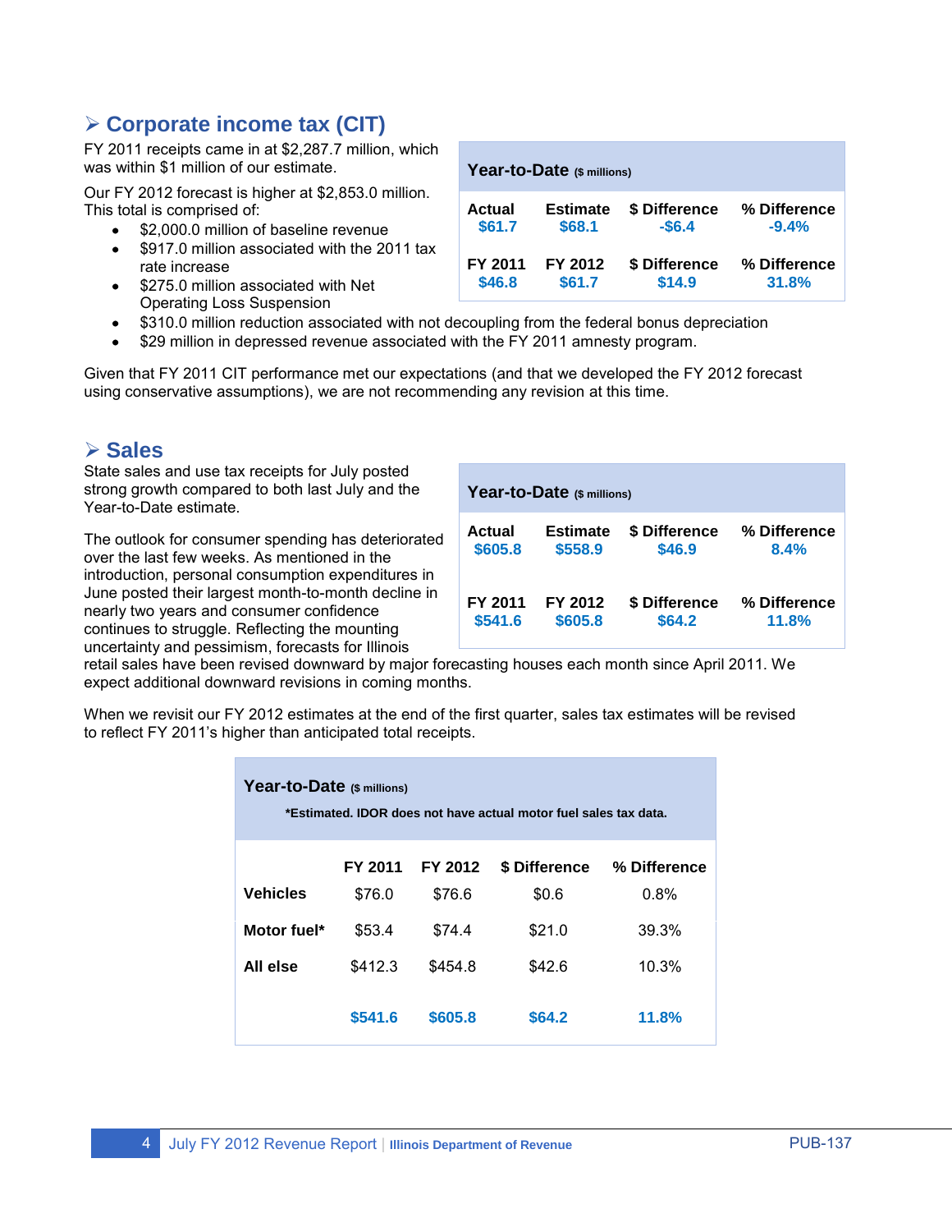## ➢ Corporate income tax (CIT)

FY 2011 receipts came in at $2,287.7 million, which was within $1 million of our estimate.

Our FY 2012 forecast is higher at $2,853.0 million. This total is comprised of:

- $2,000.0 million of baseline revenue
- $917.0 million associated with the 2011 tax rate increase
- $275.0 million associated with Net Operating Loss Suspension
- $310.0 million reduction associated with not decoupling from the federal bonus depreciation
- $29 million in depressed revenue associated with the FY 2011 amnesty program.

| Year-to-Date ($ millions) | | | |
|---|---|---|---|
| Actual | Estimate | $ Difference | % Difference |
| $61.7 | $68.1 | -$6.4 | -9.4% |
| FY 2011 | FY 2012 | $ Difference | % Difference |
| $46.8 | $61.7 | $14.9 | 31.8% |

Given that FY 2011 CIT performance met our expectations (and that we developed the FY 2012 forecast using conservative assumptions), we are not recommending any revision at this time.

## ➢ Sales

State sales and use tax receipts for July posted strong growth compared to both last July and the Year-to-Date estimate.

| Year-to-Date ($ millions) | | | |
|---|---|---|---|
| Actual | Estimate | $ Difference | % Difference |
| $605.8 | $558.9 | $46.9 | 8.4% |
| FY 2011 | FY 2012 | $ Difference | % Difference |
| $541.6 | $605.8 | $64.2 | 11.8% |

The outlook for consumer spending has deteriorated over the last few weeks. As mentioned in the introduction, personal consumption expenditures in June posted their largest month-to-month decline in nearly two years and consumer confidence continues to struggle. Reflecting the mounting uncertainty and pessimism, forecasts for Illinois retail sales have been revised downward by major forecasting houses each month since April 2011. We expect additional downward revisions in coming months.

When we revisit our FY 2012 estimates at the end of the first quarter, sales tax estimates will be revised to reflect FY 2011's higher than anticipated total receipts.

**Year-to-Date** ($ millions)

*Estimated. IDOR does not have actual motor fuel sales tax data.

| | FY 2011 | FY 2012 | $ Difference | % Difference |
|---|---|---|---|---|
| **Vehicles** | $76.0 | $76.6 | $0.6 | 0.8% |
| **Motor fuel*** | $53.4 | $74.4 | $21.0 | 39.3% |
| **All else** | $412.3 | $454.8 | $42.6 | 10.3% |
| | **$541.6** | **$605.8** | **$64.2** | **11.8%** |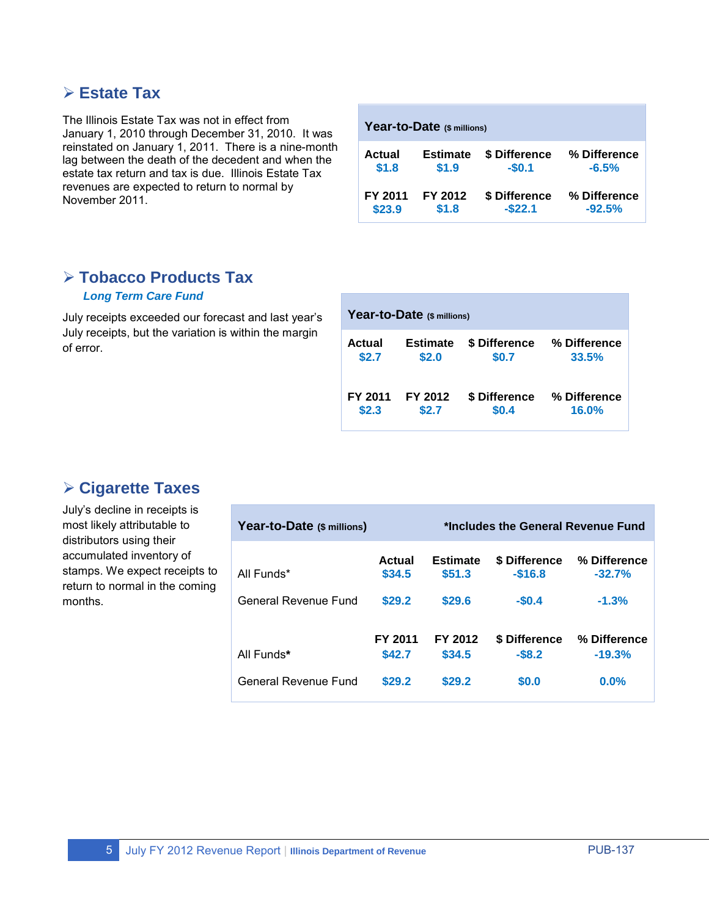## ➢ Estate Tax

The Illinois Estate Tax was not in effect from January 1, 2010 through December 31, 2010. It was reinstated on January 1, 2011. There is a nine-month lag between the death of the decedent and when the estate tax return and tax is due. Illinois Estate Tax revenues are expected to return to normal by November 2011.

| Year-to-Date ($ millions) | | | |
|---|---|---|---|
| Actual | Estimate | $ Difference | % Difference |
| $1.8 | $1.9 | -$0.1 | -6.5% |
| FY 2011 | FY 2012 | $ Difference | % Difference |
| $23.9 | $1.8 | -$22.1 | -92.5% |

## ➢ Tobacco Products Tax

***Long Term Care Fund***

July receipts exceeded our forecast and last year's July receipts, but the variation is within the margin of error.

| Year-to-Date ($ millions) | | | |
|---|---|---|---|
| Actual | Estimate | $ Difference | % Difference |
| $2.7 | $2.0 | $0.7 | 33.5% |
| FY 2011 | FY 2012 | $ Difference | % Difference |
| $2.3 | $2.7 | $0.4 | 16.0% |

## ➢ Cigarette Taxes

July's decline in receipts is most likely attributable to distributors using their accumulated inventory of stamps. We expect receipts to return to normal in the coming months.

| Year-to-Date ($ millions) | | | *Includes the General Revenue Fund | |
|---|---|---|---|---|
| | Actual | Estimate | $ Difference | % Difference |
| All Funds* | $34.5 | $51.3 | -$16.8 | -32.7% |
| General Revenue Fund | $29.2 | $29.6 | -$0.4 | -1.3% |
| | FY 2011 | FY 2012 | $ Difference | % Difference |
| All Funds* | $42.7 | $34.5 | -$8.2 | -19.3% |
| General Revenue Fund | $29.2 | $29.2 | $0.0 | 0.0% |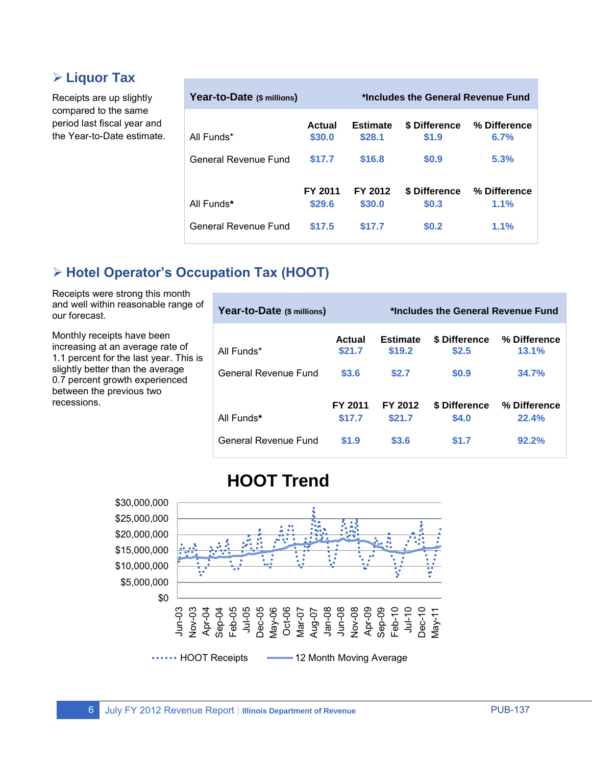## ➢ Liquor Tax

Receipts are up slightly compared to the same period last fiscal year and the Year-to-Date estimate.

| Year-to-Date ($ millions) | | | | *Includes the General Revenue Fund |
|---|---|---|---|---|
| | Actual | Estimate | $ Difference | % Difference |
| All Funds* | $30.0 | $28.1 | $1.9 | 6.7% |
| General Revenue Fund | $17.7 | $16.8 | $0.9 | 5.3% |
| | FY 2011 | FY 2012 | $ Difference | % Difference |
| All Funds* | $29.6 | $30.0 | $0.3 | 1.1% |
| General Revenue Fund | $17.5 | $17.7 | $0.2 | 1.1% |

## ➢ Hotel Operator's Occupation Tax (HOOT)

Receipts were strong this month and well within reasonable range of our forecast.

Monthly receipts have been increasing at an average rate of 1.1 percent for the last year. This is slightly better than the average 0.7 percent growth experienced between the previous two recessions.

| Year-to-Date ($ millions) | | | | *Includes the General Revenue Fund |
|---|---|---|---|---|
| | Actual | Estimate | $ Difference | % Difference |
| All Funds* | $21.7 | $19.2 | $2.5 | 13.1% |
| General Revenue Fund | $3.6 | $2.7 | $0.9 | 34.7% |
| | FY 2011 | FY 2012 | $ Difference | % Difference |
| All Funds* | $17.7 | $21.7 | $4.0 | 22.4% |
| General Revenue Fund | $1.9 | $3.6 | $1.7 | 92.2% |

HOOT Trend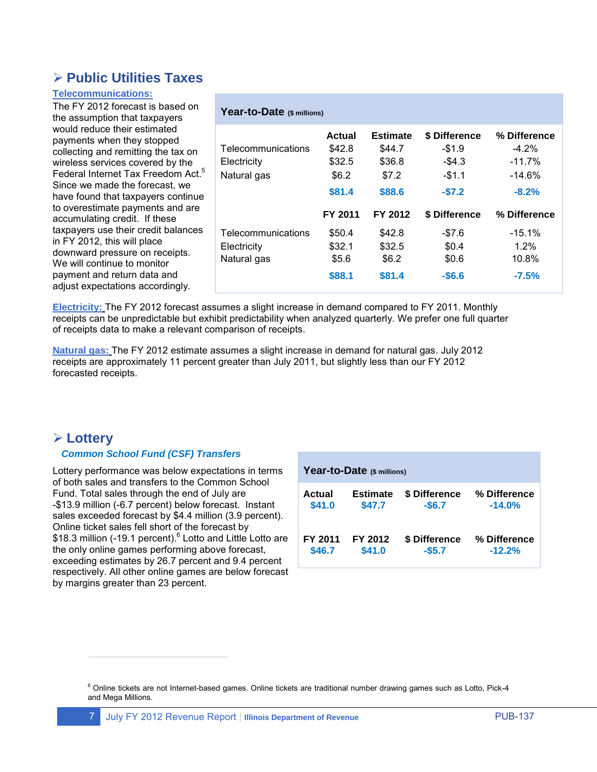## ➢ Public Utilities Taxes

**Telecommunications:**

The FY 2012 forecast is based on the assumption that taxpayers would reduce their estimated payments when they stopped collecting and remitting the tax on wireless services covered by the Federal Internet Tax Freedom Act.[5] Since we made the forecast, we have found that taxpayers continue to overestimate payments and are accumulating credit. If these taxpayers use their credit balances in FY 2012, this will place downward pressure on receipts. We will continue to monitor payment and return data and adjust expectations accordingly.

**Year-to-Date** ($ millions)

| | Actual | Estimate | $ Difference | % Difference |
|---|---|---|---|---|
| Telecommunications | $42.8 | $44.7 | -$1.9 | -4.2% |
| Electricity | $32.5 | $36.8 | -$4.3 | -11.7% |
| Natural gas | $6.2 | $7.2 | -$1.1 | -14.6% |
| | **$81.4** | **$88.6** | **-$7.2** | **-8.2%** |
| | **FY 2011** | **FY 2012** | **$ Difference** | **% Difference** |
| Telecommunications | $50.4 | $42.8 | -$7.6 | -15.1% |
| Electricity | $32.1 | $32.5 | $0.4 | 1.2% |
| Natural gas | $5.6 | $6.2 | $0.6 | 10.8% |
| | **$88.1** | **$81.4** | **-$6.6** | **-7.5%** |

**Electricity:** The FY 2012 forecast assumes a slight increase in demand compared to FY 2011. Monthly receipts can be unpredictable but exhibit predictability when analyzed quarterly. We prefer one full quarter of receipts data to make a relevant comparison of receipts.

**Natural gas:** The FY 2012 estimate assumes a slight increase in demand for natural gas. July 2012 receipts are approximately 11 percent greater than July 2011, but slightly less than our FY 2012 forecasted receipts.

## ➢ Lottery

***Common School Fund (CSF) Transfers***

Lottery performance was below expectations in terms of both sales and transfers to the Common School Fund. Total sales through the end of July are -$13.9 million (-6.7 percent) below forecast. Instant sales exceeded forecast by $4.4 million (3.9 percent). Online ticket sales fell short of the forecast by $18.3 million (-19.1 percent).[6] Lotto and Little Lotto are the only online games performing above forecast, exceeding estimates by 26.7 percent and 9.4 percent respectively. All other online games are below forecast by margins greater than 23 percent.

**Year-to-Date** ($ millions)

| Actual | Estimate | $ Difference | % Difference |
|---|---|---|---|
| **$41.0** | **$47.7** | **-$6.7** | **-14.0%** |
| **FY 2011** | **FY 2012** | **$ Difference** | **% Difference** |
| **$46.7** | **$41.0** | **-$5.7** | **-12.2%** |

[6] Online tickets are not Internet-based games. Online tickets are traditional number drawing games such as Lotto, Pick-4 and Mega Millions.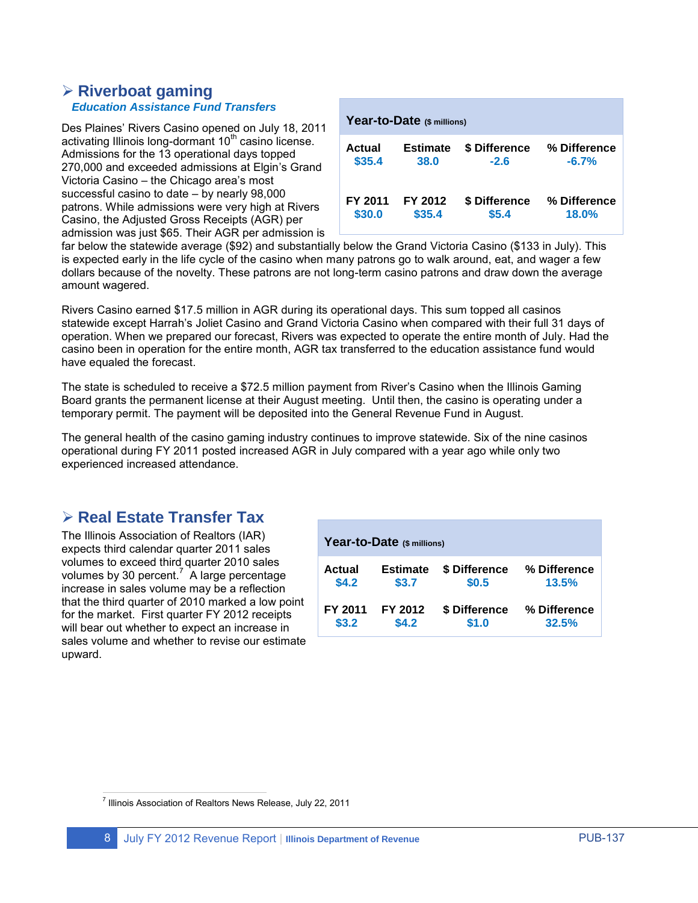## Riverboat gaming

***Education Assistance Fund Transfers***

| Year-to-Date ($ millions) | | | |
|---|---|---|---|
| **Actual** | **Estimate** | **$ Difference** | **% Difference** |
| $35.4 | 38.0 | -2.6 | -6.7% |
| **FY 2011** | **FY 2012** | **$ Difference** | **% Difference** |
| $30.0 | $35.4 | $5.4 | 18.0% |

Des Plaines' Rivers Casino opened on July 18, 2011 activating Illinois long-dormant 10th casino license. Admissions for the 13 operational days topped 270,000 and exceeded admissions at Elgin's Grand Victoria Casino – the Chicago area's most successful casino to date – by nearly 98,000 patrons. While admissions were very high at Rivers Casino, the Adjusted Gross Receipts (AGR) per admission was just $65. Their AGR per admission is far below the statewide average ($92) and substantially below the Grand Victoria Casino ($133 in July). This is expected early in the life cycle of the casino when many patrons go to walk around, eat, and wager a few dollars because of the novelty. These patrons are not long-term casino patrons and draw down the average amount wagered.

Rivers Casino earned $17.5 million in AGR during its operational days. This sum topped all casinos statewide except Harrah's Joliet Casino and Grand Victoria Casino when compared with their full 31 days of operation. When we prepared our forecast, Rivers was expected to operate the entire month of July. Had the casino been in operation for the entire month, AGR tax transferred to the education assistance fund would have equaled the forecast.

The state is scheduled to receive a $72.5 million payment from River's Casino when the Illinois Gaming Board grants the permanent license at their August meeting. Until then, the casino is operating under a temporary permit. The payment will be deposited into the General Revenue Fund in August.

The general health of the casino gaming industry continues to improve statewide. Six of the nine casinos operational during FY 2011 posted increased AGR in July compared with a year ago while only two experienced increased attendance.

## Real Estate Transfer Tax

| Year-to-Date ($ millions) | | | |
|---|---|---|---|
| **Actual** | **Estimate** | **$ Difference** | **% Difference** |
| $4.2 | $3.7 | $0.5 | 13.5% |
| **FY 2011** | **FY 2012** | **$ Difference** | **% Difference** |
| $3.2 | $4.2 | $1.0 | 32.5% |

The Illinois Association of Realtors (IAR) expects third calendar quarter 2011 sales volumes to exceed third quarter 2010 sales volumes by 30 percent.[7] A large percentage increase in sales volume may be a reflection that the third quarter of 2010 marked a low point for the market. First quarter FY 2012 receipts will bear out whether to expect an increase in sales volume and whether to revise our estimate upward.

[7] Illinois Association of Realtors News Release, July 22, 2011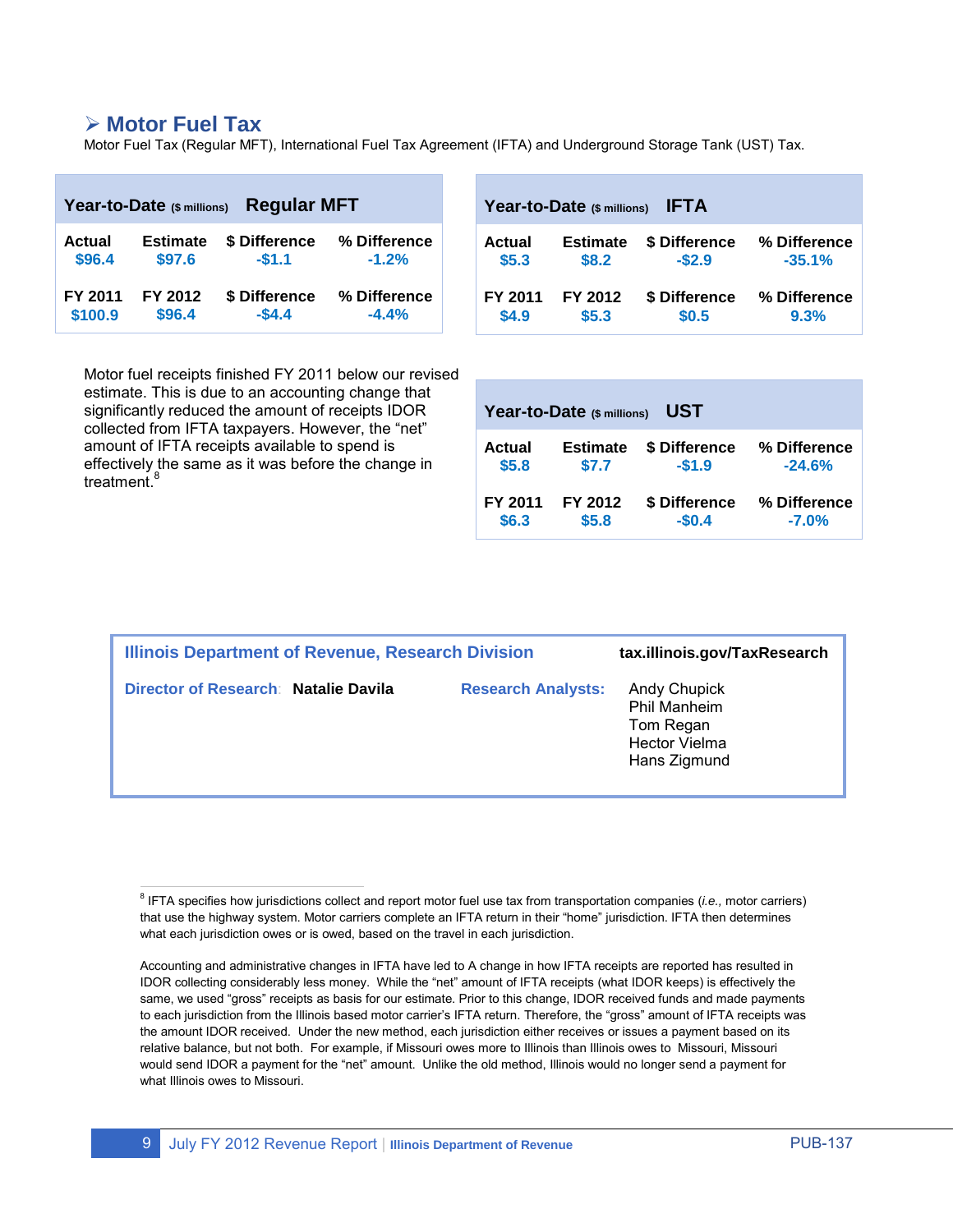## ➢ Motor Fuel Tax

Motor Fuel Tax (Regular MFT), International Fuel Tax Agreement (IFTA) and Underground Storage Tank (UST) Tax.

| Year-to-Date ($ millions) Regular MFT | | | |
|---|---|---|---|
| **Actual** | **Estimate** | **$ Difference** | **% Difference** |
| $96.4 | $97.6 | -$1.1 | -1.2% |
| **FY 2011** | **FY 2012** | **$ Difference** | **% Difference** |
| $100.9 | $96.4 | -$4.4 | -4.4% |

| Year-to-Date ($ millions) IFTA | | | |
|---|---|---|---|
| **Actual** | **Estimate** | **$ Difference** | **% Difference** |
| $5.3 | $8.2 | -$2.9 | -35.1% |
| **FY 2011** | **FY 2012** | **$ Difference** | **% Difference** |
| $4.9 | $5.3 | $0.5 | 9.3% |

Motor fuel receipts finished FY 2011 below our revised estimate. This is due to an accounting change that significantly reduced the amount of receipts IDOR collected from IFTA taxpayers. However, the "net" amount of IFTA receipts available to spend is effectively the same as it was before the change in treatment.[8]

| Year-to-Date ($ millions) UST | | | |
|---|---|---|---|
| **Actual** | **Estimate** | **$ Difference** | **% Difference** |
| $5.8 | $7.7 | -$1.9 | -24.6% |
| **FY 2011** | **FY 2012** | **$ Difference** | **% Difference** |
| $6.3 | $5.8 | -$0.4 | -7.0% |

**Illinois Department of Revenue, Research Division** — **tax.illinois.gov/TaxResearch**

**Director of Research:** Natalie Davila

**Research Analysts:** Andy Chupick, Phil Manheim, Tom Regan, Hector Vielma, Hans Zigmund

---

[8] IFTA specifies how jurisdictions collect and report motor fuel use tax from transportation companies (*i.e.,* motor carriers) that use the highway system. Motor carriers complete an IFTA return in their "home" jurisdiction. IFTA then determines what each jurisdiction owes or is owed, based on the travel in each jurisdiction.

Accounting and administrative changes in IFTA have led to A change in how IFTA receipts are reported has resulted in IDOR collecting considerably less money. While the "net" amount of IFTA receipts (what IDOR keeps) is effectively the same, we used "gross" receipts as basis for our estimate. Prior to this change, IDOR received funds and made payments to each jurisdiction from the Illinois based motor carrier's IFTA return. Therefore, the "gross" amount of IFTA receipts was the amount IDOR received. Under the new method, each jurisdiction either receives or issues a payment based on its relative balance, but not both. For example, if Missouri owes more to Illinois than Illinois owes to Missouri, Missouri would send IDOR a payment for the "net" amount. Unlike the old method, Illinois would no longer send a payment for what Illinois owes to Missouri.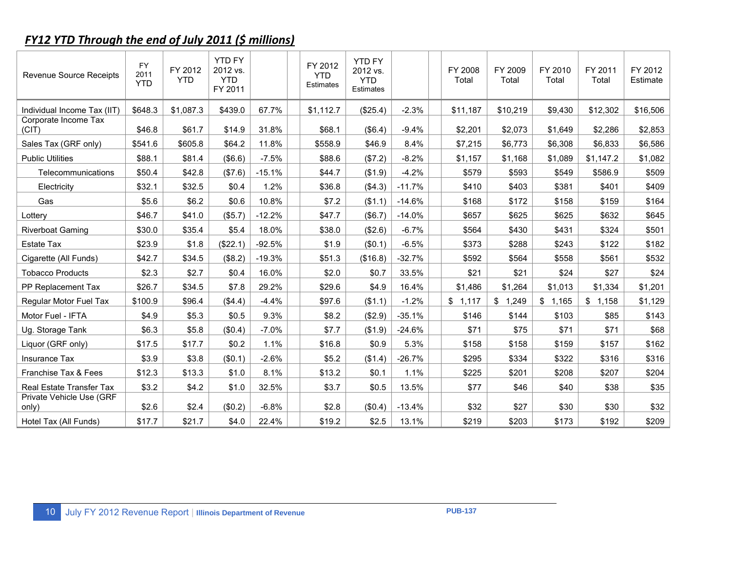## *FY12 YTD Through the end of July 2011 ($ millions)*

| Revenue Source Receipts | FY 2011 YTD | FY 2012 YTD | YTD FY 2012 vs. YTD FY 2011 | | | FY 2012 YTD Estimates | YTD FY 2012 vs. YTD Estimates | | | FY 2008 Total | FY 2009 Total | FY 2010 Total | FY 2011 Total | FY 2012 Estimate |
|---|---|---|---|---|---|---|---|---|---|---|---|---|---|---|
| Individual Income Tax (IIT) | $648.3 | $1,087.3 | $439.0 | 67.7% | | $1,112.7 | ($25.4) | -2.3% | | $11,187 | $10,219 | $9,430 | $12,302 | $16,506 |
| Corporate Income Tax (CIT) | $46.8 | $61.7 | $14.9 | 31.8% | | $68.1 | ($6.4) | -9.4% | | $2,201 | $2,073 | $1,649 | $2,286 | $2,853 |
| Sales Tax (GRF only) | $541.6 | $605.8 | $64.2 | 11.8% | | $558.9 | $46.9 | 8.4% | | $7,215 | $6,773 | $6,308 | $6,833 | $6,586 |
| Public Utilities | $88.1 | $81.4 | ($6.6) | -7.5% | | $88.6 | ($7.2) | -8.2% | | $1,157 | $1,168 | $1,089 | $1,147.2 | $1,082 |
| Telecommunications | $50.4 | $42.8 | ($7.6) | -15.1% | | $44.7 | ($1.9) | -4.2% | | $579 | $593 | $549 | $586.9 | $509 |
| Electricity | $32.1 | $32.5 | $0.4 | 1.2% | | $36.8 | ($4.3) | -11.7% | | $410 | $403 | $381 | $401 | $409 |
| Gas | $5.6 | $6.2 | $0.6 | 10.8% | | $7.2 | ($1.1) | -14.6% | | $168 | $172 | $158 | $159 | $164 |
| Lottery | $46.7 | $41.0 | ($5.7) | -12.2% | | $47.7 | ($6.7) | -14.0% | | $657 | $625 | $625 | $632 | $645 |
| Riverboat Gaming | $30.0 | $35.4 | $5.4 | 18.0% | | $38.0 | ($2.6) | -6.7% | | $564 | $430 | $431 | $324 | $501 |
| Estate Tax | $23.9 | $1.8 | ($22.1) | -92.5% | | $1.9 | ($0.1) | -6.5% | | $373 | $288 | $243 | $122 | $182 |
| Cigarette (All Funds) | $42.7 | $34.5 | ($8.2) | -19.3% | | $51.3 | ($16.8) | -32.7% | | $592 | $564 | $558 | $561 | $532 |
| Tobacco Products | $2.3 | $2.7 | $0.4 | 16.0% | | $2.0 | $0.7 | 33.5% | | $21 | $21 | $24 | $27 | $24 |
| PP Replacement Tax | $26.7 | $34.5 | $7.8 | 29.2% | | $29.6 | $4.9 | 16.4% | | $1,486 | $1,264 | $1,013 | $1,334 | $1,201 |
| Regular Motor Fuel Tax | $100.9 | $96.4 | ($4.4) | -4.4% | | $97.6 | ($1.1) | -1.2% | | $ 1,117 | $ 1,249 | $ 1,165 | $ 1,158 | $1,129 |
| Motor Fuel - IFTA | $4.9 | $5.3 | $0.5 | 9.3% | | $8.2 | ($2.9) | -35.1% | | $146 | $144 | $103 | $85 | $143 |
| Ug. Storage Tank | $6.3 | $5.8 | ($0.4) | -7.0% | | $7.7 | ($1.9) | -24.6% | | $71 | $75 | $71 | $71 | $68 |
| Liquor (GRF only) | $17.5 | $17.7 | $0.2 | 1.1% | | $16.8 | $0.9 | 5.3% | | $158 | $158 | $159 | $157 | $162 |
| Insurance Tax | $3.9 | $3.8 | ($0.1) | -2.6% | | $5.2 | ($1.4) | -26.7% | | $295 | $334 | $322 | $316 | $316 |
| Franchise Tax & Fees | $12.3 | $13.3 | $1.0 | 8.1% | | $13.2 | $0.1 | 1.1% | | $225 | $201 | $208 | $207 | $204 |
| Real Estate Transfer Tax | $3.2 | $4.2 | $1.0 | 32.5% | | $3.7 | $0.5 | 13.5% | | $77 | $46 | $40 | $38 | $35 |
| Private Vehicle Use (GRF only) | $2.6 | $2.4 | ($0.2) | -6.8% | | $2.8 | ($0.4) | -13.4% | | $32 | $27 | $30 | $30 | $32 |
| Hotel Tax (All Funds) | $17.7 | $21.7 | $4.0 | 22.4% | | $19.2 | $2.5 | 13.1% | | $219 | $203 | $173 | $192 | $209 |